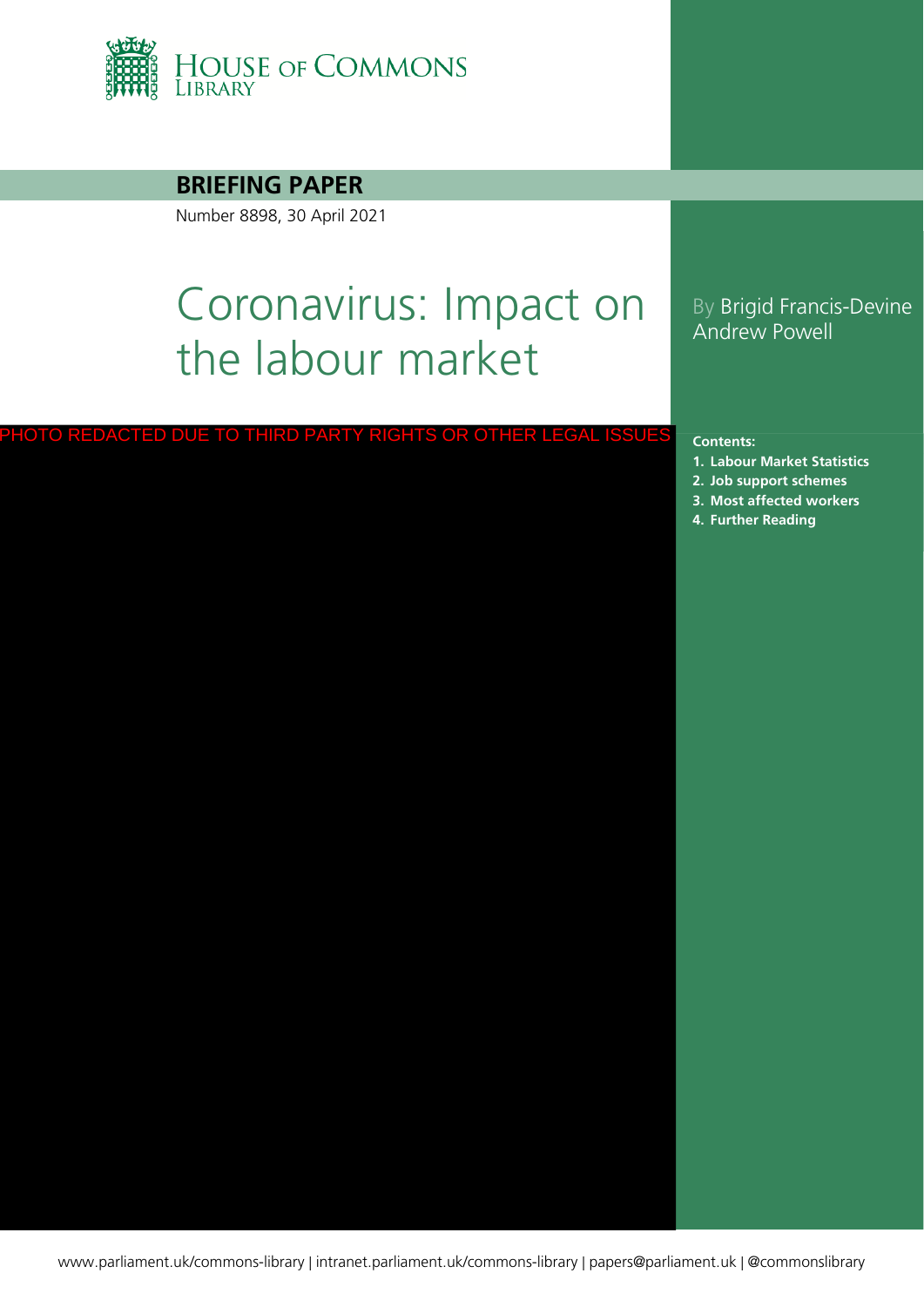House of Commons Library

**BRIEFING PAPER**

Number 8898, 30 April 2021

# Coronavirus: Impact on the labour market

By Brigid Francis-Devine
Andrew Powell

PHOTO REDACTED DUE TO THIRD PARTY RIGHTS OR OTHER LEGAL ISSUES

**Contents:**

1. **Labour Market Statistics**
2. **Job support schemes**
3. **Most affected workers**
4. **Further Reading**

www.parliament.uk/commons-library | intranet.parliament.uk/commons-library | papers@parliament.uk | @commonslibrary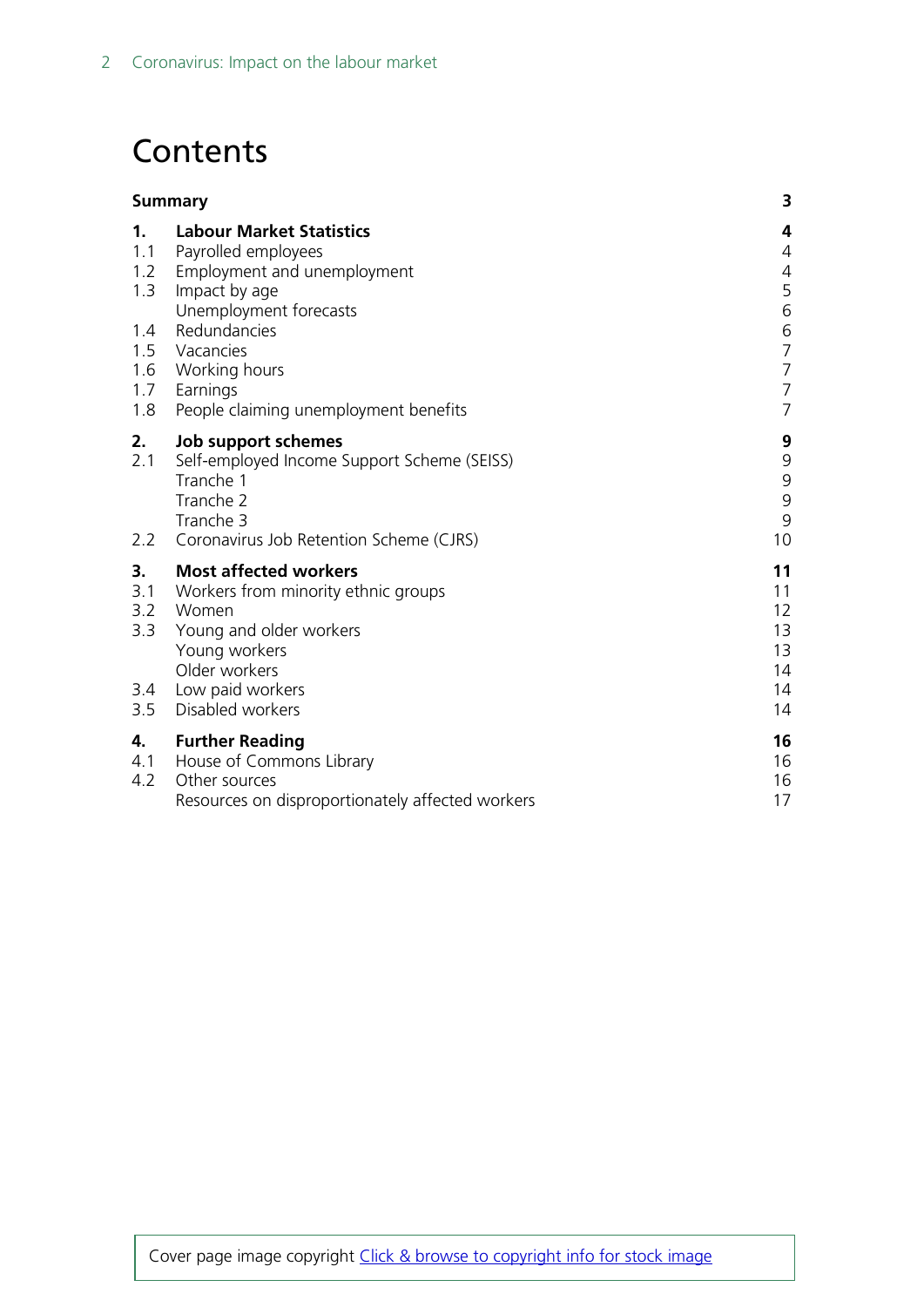# Contents

| | | |
|---|---|---|
| **Summary** | | **3** |
| **1.** | **Labour Market Statistics** | **4** |
| 1.1 | Payrolled employees | 4 |
| 1.2 | Employment and unemployment | 4 |
| 1.3 | Impact by age | 5 |
| | Unemployment forecasts | 6 |
| 1.4 | Redundancies | 6 |
| 1.5 | Vacancies | 7 |
| 1.6 | Working hours | 7 |
| 1.7 | Earnings | 7 |
| 1.8 | People claiming unemployment benefits | 7 |
| **2.** | **Job support schemes** | **9** |
| 2.1 | Self-employed Income Support Scheme (SEISS) | 9 |
| | Tranche 1 | 9 |
| | Tranche 2 | 9 |
| | Tranche 3 | 9 |
| 2.2 | Coronavirus Job Retention Scheme (CJRS) | 10 |
| **3.** | **Most affected workers** | **11** |
| 3.1 | Workers from minority ethnic groups | 11 |
| 3.2 | Women | 12 |
| 3.3 | Young and older workers | 13 |
| | Young workers | 13 |
| | Older workers | 14 |
| 3.4 | Low paid workers | 14 |
| 3.5 | Disabled workers | 14 |
| **4.** | **Further Reading** | **16** |
| 4.1 | House of Commons Library | 16 |
| 4.2 | Other sources | 16 |
| | Resources on disproportionately affected workers | 17 |

Cover page image copyright Click & browse to copyright info for stock image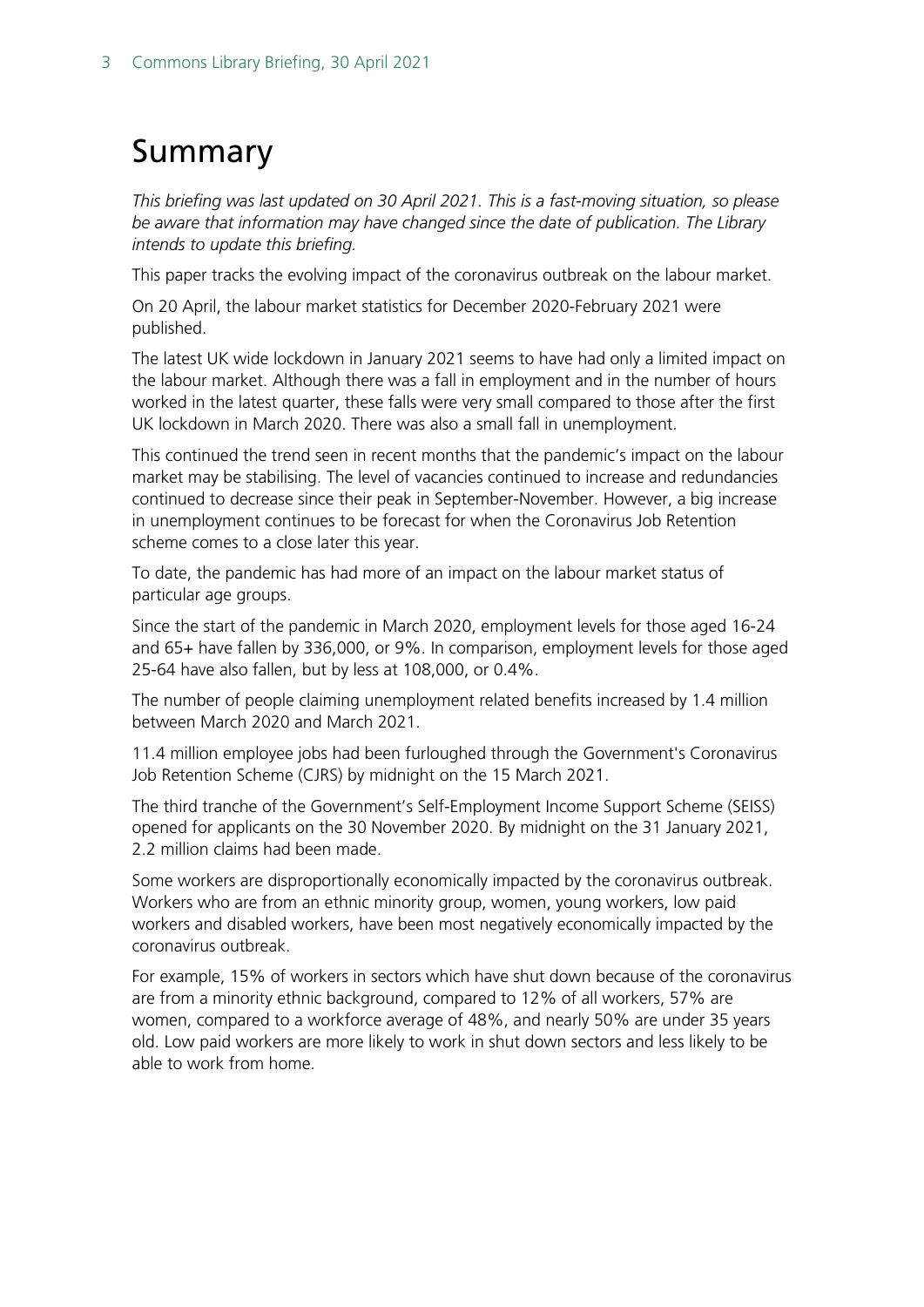# Summary

*This briefing was last updated on 30 April 2021. This is a fast-moving situation, so please be aware that information may have changed since the date of publication. The Library intends to update this briefing.*

This paper tracks the evolving impact of the coronavirus outbreak on the labour market.

On 20 April, the labour market statistics for December 2020-February 2021 were published.

The latest UK wide lockdown in January 2021 seems to have had only a limited impact on the labour market. Although there was a fall in employment and in the number of hours worked in the latest quarter, these falls were very small compared to those after the first UK lockdown in March 2020. There was also a small fall in unemployment.

This continued the trend seen in recent months that the pandemic's impact on the labour market may be stabilising. The level of vacancies continued to increase and redundancies continued to decrease since their peak in September-November. However, a big increase in unemployment continues to be forecast for when the Coronavirus Job Retention scheme comes to a close later this year.

To date, the pandemic has had more of an impact on the labour market status of particular age groups.

Since the start of the pandemic in March 2020, employment levels for those aged 16-24 and 65+ have fallen by 336,000, or 9%. In comparison, employment levels for those aged 25-64 have also fallen, but by less at 108,000, or 0.4%.

The number of people claiming unemployment related benefits increased by 1.4 million between March 2020 and March 2021.

11.4 million employee jobs had been furloughed through the Government's Coronavirus Job Retention Scheme (CJRS) by midnight on the 15 March 2021.

The third tranche of the Government's Self-Employment Income Support Scheme (SEISS) opened for applicants on the 30 November 2020. By midnight on the 31 January 2021, 2.2 million claims had been made.

Some workers are disproportionally economically impacted by the coronavirus outbreak. Workers who are from an ethnic minority group, women, young workers, low paid workers and disabled workers, have been most negatively economically impacted by the coronavirus outbreak.

For example, 15% of workers in sectors which have shut down because of the coronavirus are from a minority ethnic background, compared to 12% of all workers, 57% are women, compared to a workforce average of 48%, and nearly 50% are under 35 years old. Low paid workers are more likely to work in shut down sectors and less likely to be able to work from home.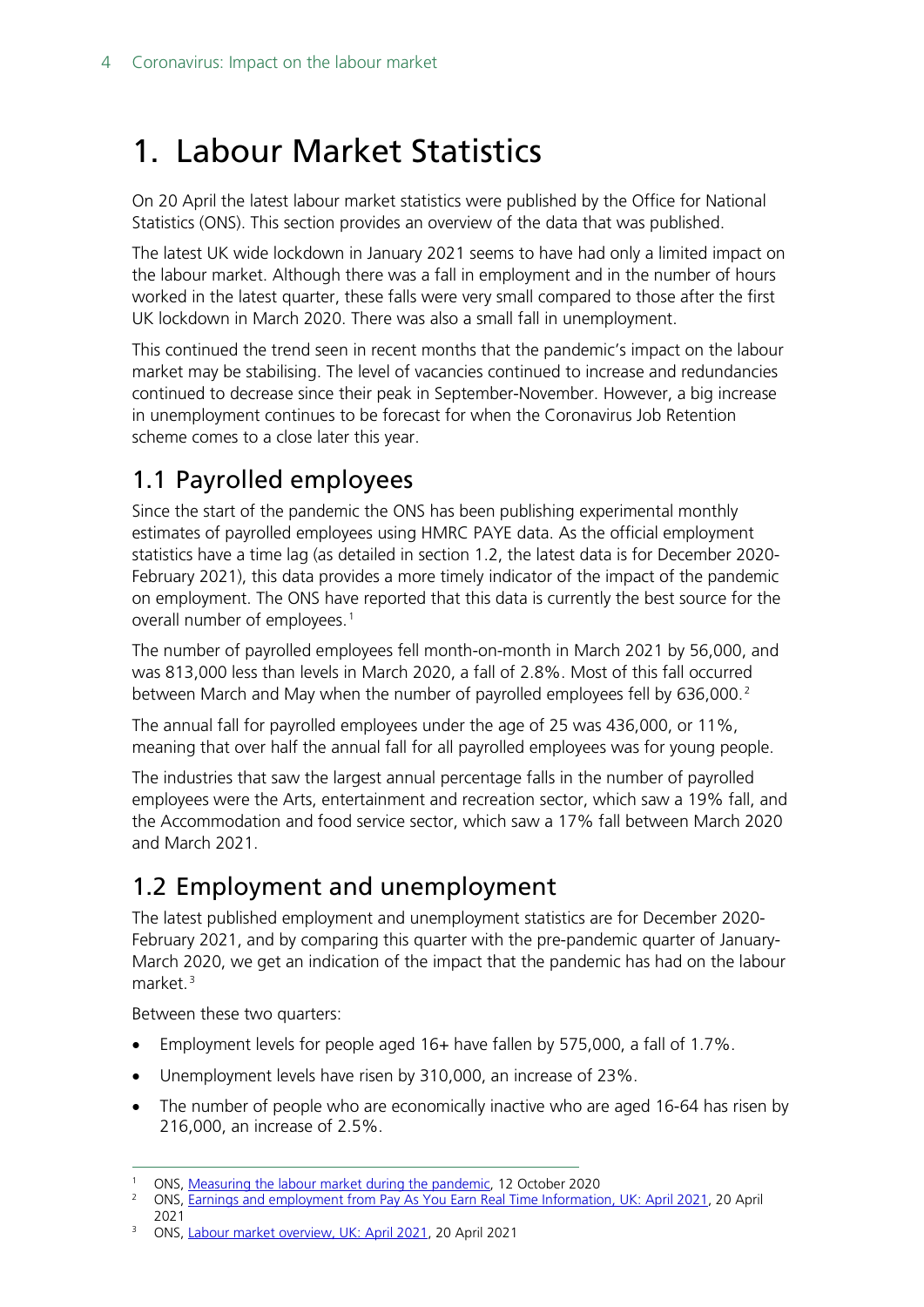# 1. Labour Market Statistics

On 20 April the latest labour market statistics were published by the Office for National Statistics (ONS). This section provides an overview of the data that was published.

The latest UK wide lockdown in January 2021 seems to have had only a limited impact on the labour market. Although there was a fall in employment and in the number of hours worked in the latest quarter, these falls were very small compared to those after the first UK lockdown in March 2020. There was also a small fall in unemployment.

This continued the trend seen in recent months that the pandemic's impact on the labour market may be stabilising. The level of vacancies continued to increase and redundancies continued to decrease since their peak in September-November. However, a big increase in unemployment continues to be forecast for when the Coronavirus Job Retention scheme comes to a close later this year.

## 1.1 Payrolled employees

Since the start of the pandemic the ONS has been publishing experimental monthly estimates of payrolled employees using HMRC PAYE data. As the official employment statistics have a time lag (as detailed in section 1.2, the latest data is for December 2020-February 2021), this data provides a more timely indicator of the impact of the pandemic on employment. The ONS have reported that this data is currently the best source for the overall number of employees.[1]

The number of payrolled employees fell month-on-month in March 2021 by 56,000, and was 813,000 less than levels in March 2020, a fall of 2.8%. Most of this fall occurred between March and May when the number of payrolled employees fell by 636,000.[2]

The annual fall for payrolled employees under the age of 25 was 436,000, or 11%, meaning that over half the annual fall for all payrolled employees was for young people.

The industries that saw the largest annual percentage falls in the number of payrolled employees were the Arts, entertainment and recreation sector, which saw a 19% fall, and the Accommodation and food service sector, which saw a 17% fall between March 2020 and March 2021.

## 1.2 Employment and unemployment

The latest published employment and unemployment statistics are for December 2020-February 2021, and by comparing this quarter with the pre-pandemic quarter of January-March 2020, we get an indication of the impact that the pandemic has had on the labour market.[3]

Between these two quarters:

- Employment levels for people aged 16+ have fallen by 575,000, a fall of 1.7%.
- Unemployment levels have risen by 310,000, an increase of 23%.
- The number of people who are economically inactive who are aged 16-64 has risen by 216,000, an increase of 2.5%.

---

[1] ONS, Measuring the labour market during the pandemic, 12 October 2020

[2] ONS, Earnings and employment from Pay As You Earn Real Time Information, UK: April 2021, 20 April 2021

[3] ONS, Labour market overview, UK: April 2021, 20 April 2021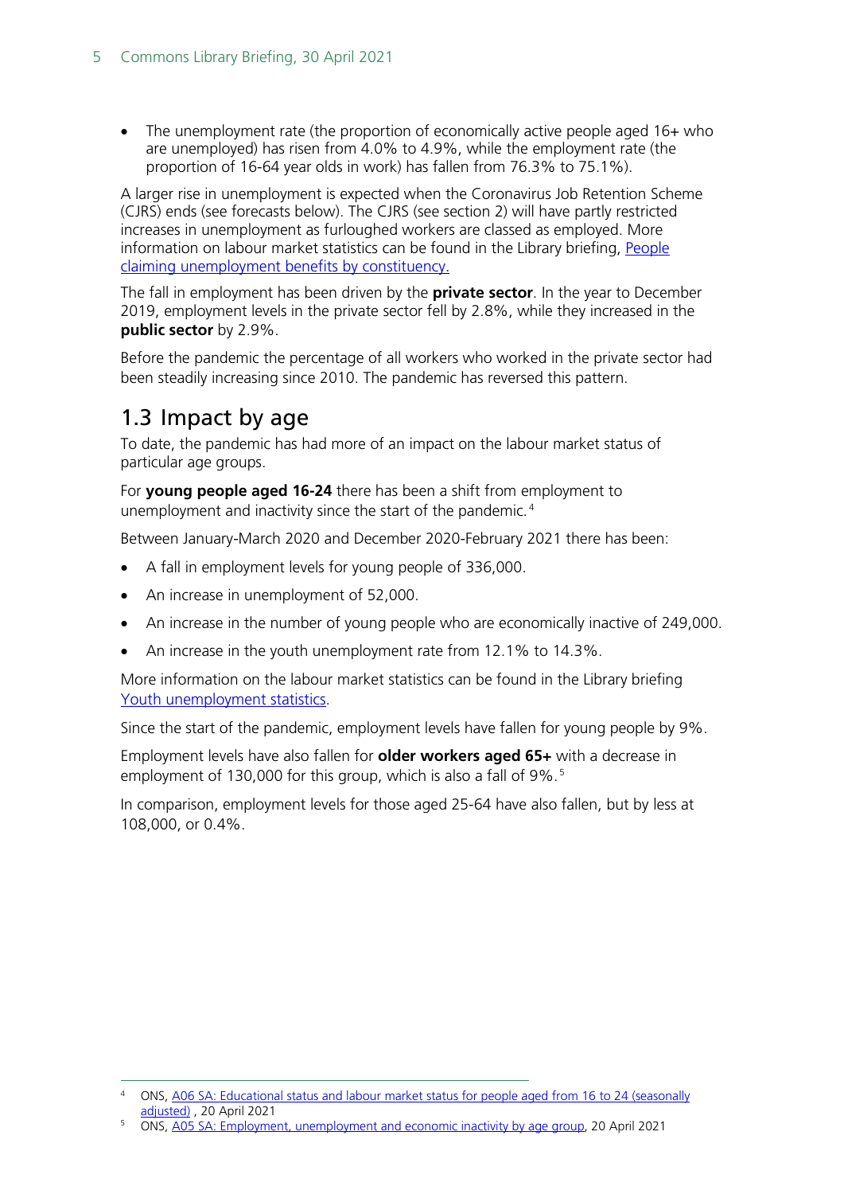- The unemployment rate (the proportion of economically active people aged 16+ who are unemployed) has risen from 4.0% to 4.9%, while the employment rate (the proportion of 16-64 year olds in work) has fallen from 76.3% to 75.1%).

A larger rise in unemployment is expected when the Coronavirus Job Retention Scheme (CJRS) ends (see forecasts below). The CJRS (see section 2) will have partly restricted increases in unemployment as furloughed workers are classed as employed. More information on labour market statistics can be found in the Library briefing, [People claiming unemployment benefits by constituency.]()

The fall in employment has been driven by the **private sector**. In the year to December 2019, employment levels in the private sector fell by 2.8%, while they increased in the **public sector** by 2.9%.

Before the pandemic the percentage of all workers who worked in the private sector had been steadily increasing since 2010. The pandemic has reversed this pattern.

## 1.3 Impact by age

To date, the pandemic has had more of an impact on the labour market status of particular age groups.

For **young people aged 16-24** there has been a shift from employment to unemployment and inactivity since the start of the pandemic.[4]

Between January-March 2020 and December 2020-February 2021 there has been:

- A fall in employment levels for young people of 336,000.
- An increase in unemployment of 52,000.
- An increase in the number of young people who are economically inactive of 249,000.
- An increase in the youth unemployment rate from 12.1% to 14.3%.

More information on the labour market statistics can be found in the Library briefing [Youth unemployment statistics]().

Since the start of the pandemic, employment levels have fallen for young people by 9%.

Employment levels have also fallen for **older workers aged 65+** with a decrease in employment of 130,000 for this group, which is also a fall of 9%.[5]

In comparison, employment levels for those aged 25-64 have also fallen, but by less at 108,000, or 0.4%.

---

[4] ONS, [A06 SA: Educational status and labour market status for people aged from 16 to 24 (seasonally adjusted)]() , 20 April 2021

[5] ONS, [A05 SA: Employment, unemployment and economic inactivity by age group](), 20 April 2021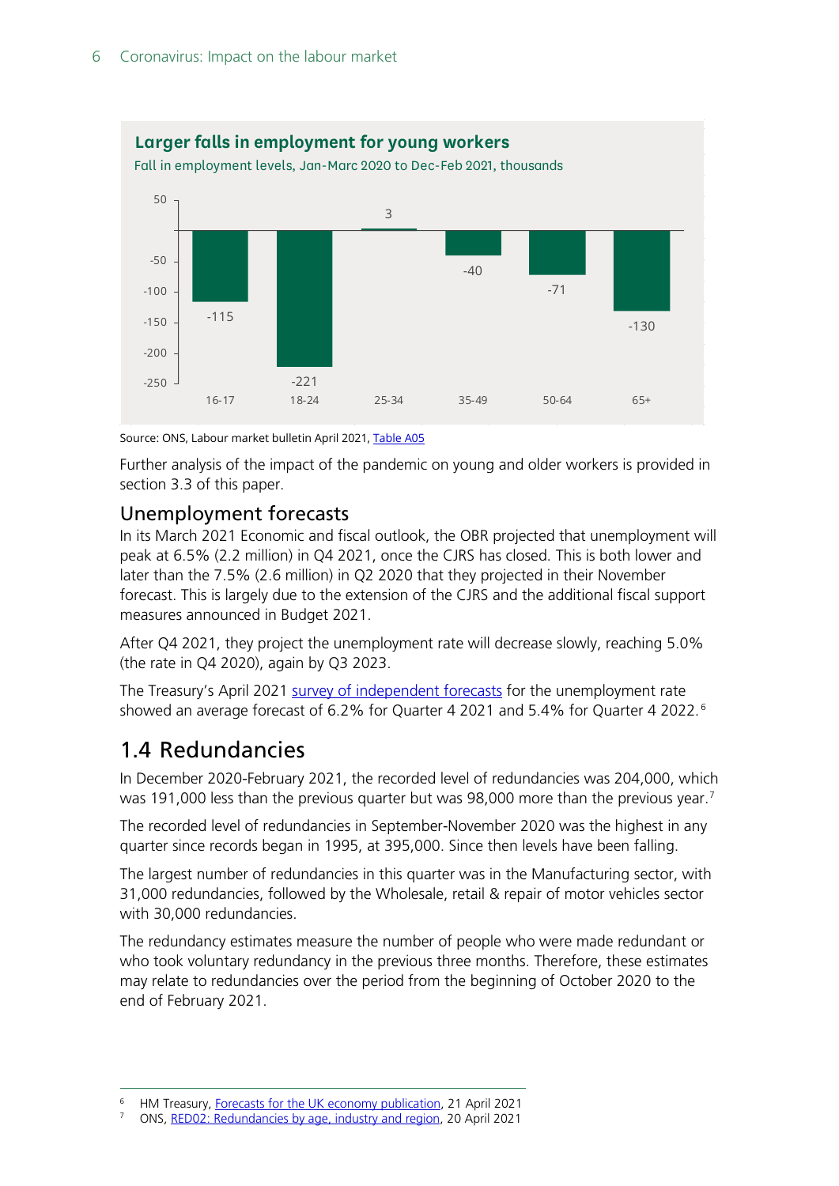**Larger falls in employment for young workers**

Fall in employment levels, Jan-Marc 2020 to Dec-Feb 2021, thousands

| Age group | Change (thousands) |
|---|---|
| 16-17 | -115 |
| 18-24 | -221 |
| 25-34 | 3 |
| 35-49 | -40 |
| 50-64 | -71 |
| 65+ | -130 |

Source: ONS, Labour market bulletin April 2021, Table A05

Further analysis of the impact of the pandemic on young and older workers is provided in section 3.3 of this paper.

### Unemployment forecasts

In its March 2021 Economic and fiscal outlook, the OBR projected that unemployment will peak at 6.5% (2.2 million) in Q4 2021, once the CJRS has closed. This is both lower and later than the 7.5% (2.6 million) in Q2 2020 that they projected in their November forecast. This is largely due to the extension of the CJRS and the additional fiscal support measures announced in Budget 2021.

After Q4 2021, they project the unemployment rate will decrease slowly, reaching 5.0% (the rate in Q4 2020), again by Q3 2023.

The Treasury's April 2021 survey of independent forecasts for the unemployment rate showed an average forecast of 6.2% for Quarter 4 2021 and 5.4% for Quarter 4 2022.[6]

## 1.4 Redundancies

In December 2020-February 2021, the recorded level of redundancies was 204,000, which was 191,000 less than the previous quarter but was 98,000 more than the previous year.[7]

The recorded level of redundancies in September-November 2020 was the highest in any quarter since records began in 1995, at 395,000. Since then levels have been falling.

The largest number of redundancies in this quarter was in the Manufacturing sector, with 31,000 redundancies, followed by the Wholesale, retail & repair of motor vehicles sector with 30,000 redundancies.

The redundancy estimates measure the number of people who were made redundant or who took voluntary redundancy in the previous three months. Therefore, these estimates may relate to redundancies over the period from the beginning of October 2020 to the end of February 2021.

---

[6] HM Treasury, Forecasts for the UK economy publication, 21 April 2021

[7] ONS, RED02: Redundancies by age, industry and region, 20 April 2021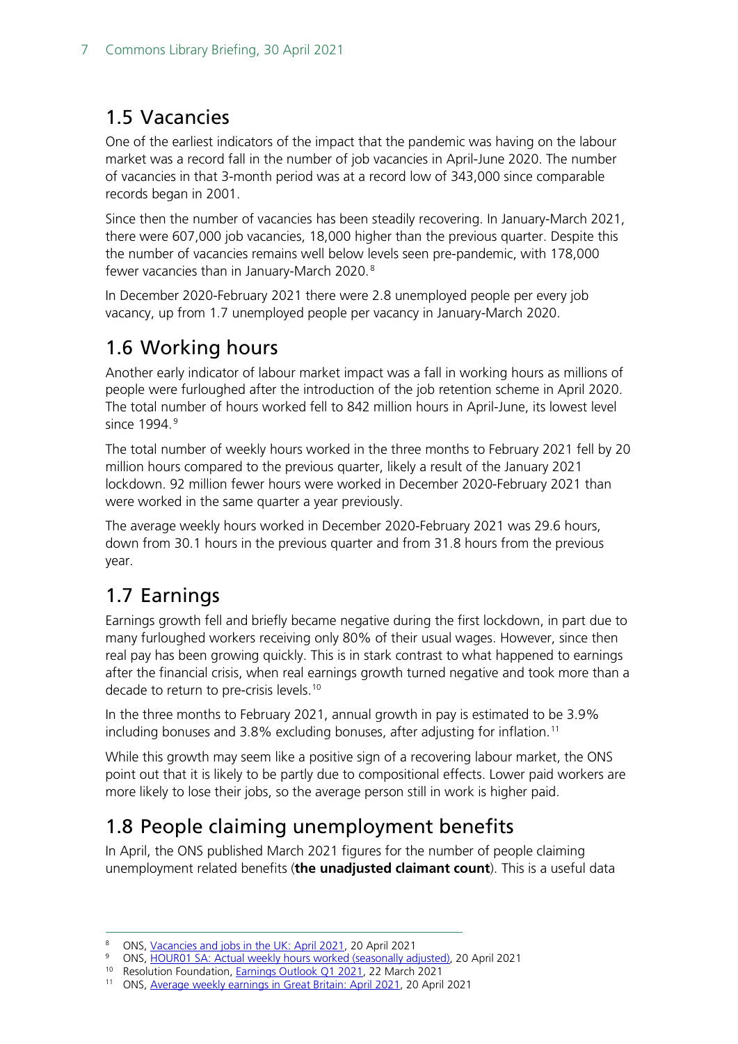## 1.5 Vacancies

One of the earliest indicators of the impact that the pandemic was having on the labour market was a record fall in the number of job vacancies in April-June 2020. The number of vacancies in that 3-month period was at a record low of 343,000 since comparable records began in 2001.

Since then the number of vacancies has been steadily recovering. In January-March 2021, there were 607,000 job vacancies, 18,000 higher than the previous quarter. Despite this the number of vacancies remains well below levels seen pre-pandemic, with 178,000 fewer vacancies than in January-March 2020.[8]

In December 2020-February 2021 there were 2.8 unemployed people per every job vacancy, up from 1.7 unemployed people per vacancy in January-March 2020.

## 1.6 Working hours

Another early indicator of labour market impact was a fall in working hours as millions of people were furloughed after the introduction of the job retention scheme in April 2020. The total number of hours worked fell to 842 million hours in April-June, its lowest level since 1994.[9]

The total number of weekly hours worked in the three months to February 2021 fell by 20 million hours compared to the previous quarter, likely a result of the January 2021 lockdown. 92 million fewer hours were worked in December 2020-February 2021 than were worked in the same quarter a year previously.

The average weekly hours worked in December 2020-February 2021 was 29.6 hours, down from 30.1 hours in the previous quarter and from 31.8 hours from the previous year.

## 1.7 Earnings

Earnings growth fell and briefly became negative during the first lockdown, in part due to many furloughed workers receiving only 80% of their usual wages. However, since then real pay has been growing quickly. This is in stark contrast to what happened to earnings after the financial crisis, when real earnings growth turned negative and took more than a decade to return to pre-crisis levels.[10]

In the three months to February 2021, annual growth in pay is estimated to be 3.9% including bonuses and 3.8% excluding bonuses, after adjusting for inflation.[11]

While this growth may seem like a positive sign of a recovering labour market, the ONS point out that it is likely to be partly due to compositional effects. Lower paid workers are more likely to lose their jobs, so the average person still in work is higher paid.

## 1.8 People claiming unemployment benefits

In April, the ONS published March 2021 figures for the number of people claiming unemployment related benefits (**the unadjusted claimant count**). This is a useful data

---

[8] ONS, Vacancies and jobs in the UK: April 2021, 20 April 2021

[9] ONS, HOUR01 SA: Actual weekly hours worked (seasonally adjusted), 20 April 2021

[10] Resolution Foundation, Earnings Outlook Q1 2021, 22 March 2021

[11] ONS, Average weekly earnings in Great Britain: April 2021, 20 April 2021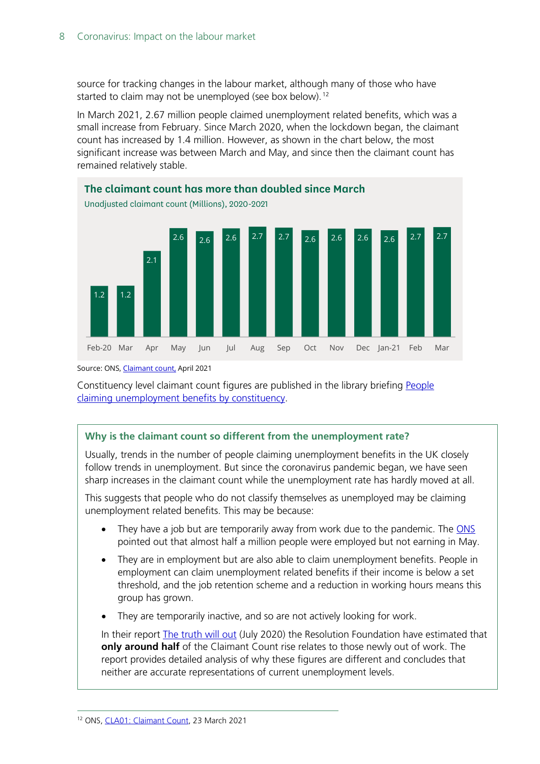source for tracking changes in the labour market, although many of those who have started to claim may not be unemployed (see box below).[12]

In March 2021, 2.67 million people claimed unemployment related benefits, which was a small increase from February. Since March 2020, when the lockdown began, the claimant count has increased by 1.4 million. However, as shown in the chart below, the most significant increase was between March and May, and since then the claimant count has remained relatively stable.

**The claimant count has more than doubled since March**

Unadjusted claimant count (Millions), 2020-2021

| Feb-20 | Mar | Apr | May | Jun | Jul | Aug | Sep | Oct | Nov | Dec | Jan-21 | Feb | Mar |
|---|---|---|---|---|---|---|---|---|---|---|---|---|---|
| 1.2 | 1.2 | 2.1 | 2.6 | 2.6 | 2.6 | 2.7 | 2.7 | 2.6 | 2.6 | 2.6 | 2.6 | 2.7 | 2.7 |

Source: ONS, Claimant count, April 2021

Constituency level claimant count figures are published in the library briefing People claiming unemployment benefits by constituency.

### Why is the claimant count so different from the unemployment rate?

Usually, trends in the number of people claiming unemployment benefits in the UK closely follow trends in unemployment. But since the coronavirus pandemic began, we have seen sharp increases in the claimant count while the unemployment rate has hardly moved at all.

This suggests that people who do not classify themselves as unemployed may be claiming unemployment related benefits. This may be because:

- They have a job but are temporarily away from work due to the pandemic. The ONS pointed out that almost half a million people were employed but not earning in May.
- They are in employment but are also able to claim unemployment benefits. People in employment can claim unemployment related benefits if their income is below a set threshold, and the job retention scheme and a reduction in working hours means this group has grown.
- They are temporarily inactive, and so are not actively looking for work.

In their report The truth will out (July 2020) the Resolution Foundation have estimated that **only around half** of the Claimant Count rise relates to those newly out of work. The report provides detailed analysis of why these figures are different and concludes that neither are accurate representations of current unemployment levels.

---

[12] ONS, CLA01: Claimant Count, 23 March 2021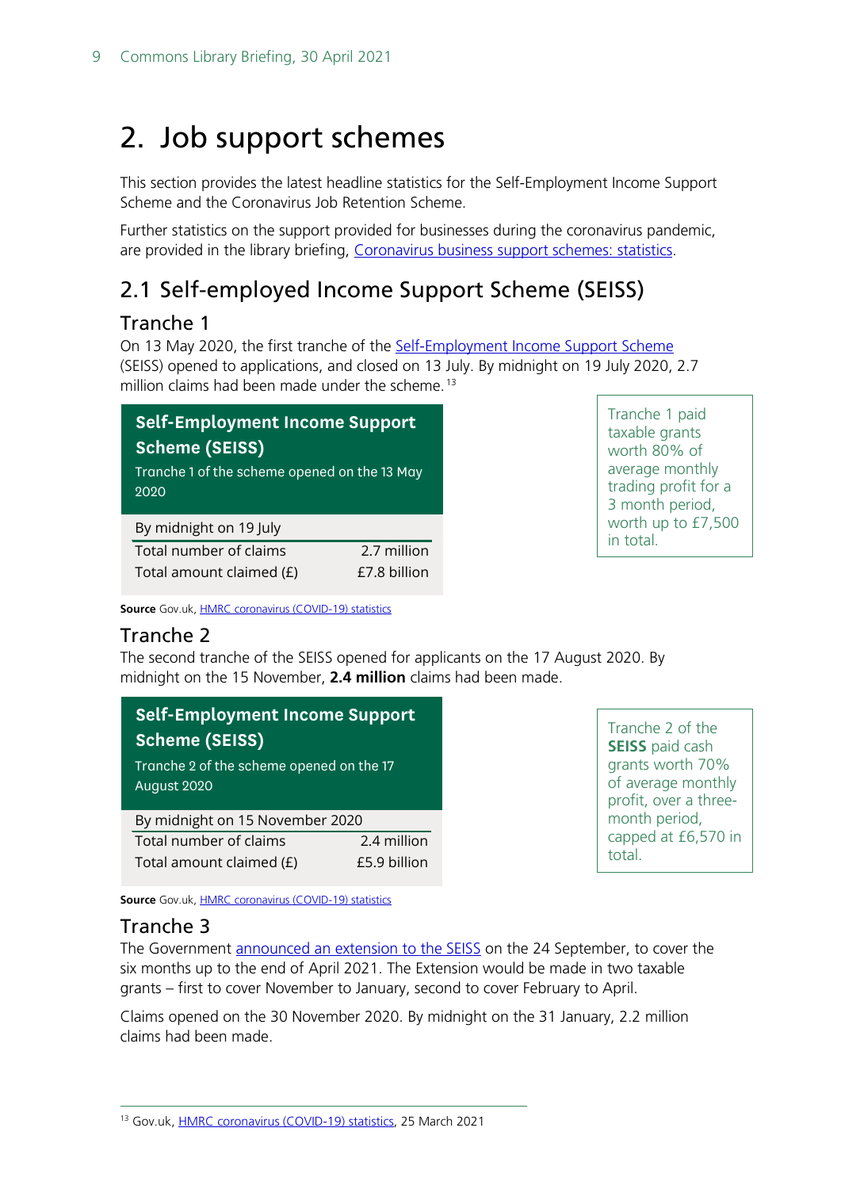# 2. Job support schemes

This section provides the latest headline statistics for the Self-Employment Income Support Scheme and the Coronavirus Job Retention Scheme.

Further statistics on the support provided for businesses during the coronavirus pandemic, are provided in the library briefing, Coronavirus business support schemes: statistics.

## 2.1 Self-employed Income Support Scheme (SEISS)

### Tranche 1

On 13 May 2020, the first tranche of the Self-Employment Income Support Scheme (SEISS) opened to applications, and closed on 13 July. By midnight on 19 July 2020, 2.7 million claims had been made under the scheme.[13]

**Self-Employment Income Support Scheme (SEISS)**

Tranche 1 of the scheme opened on the 13 May 2020

| By midnight on 19 July | |
|---|---|
| Total number of claims | 2.7 million |
| Total amount claimed (£) | £7.8 billion |

**Source** Gov.uk, HMRC coronavirus (COVID-19) statistics

Tranche 1 paid taxable grants worth 80% of average monthly trading profit for a 3 month period, worth up to £7,500 in total.

### Tranche 2

The second tranche of the SEISS opened for applicants on the 17 August 2020. By midnight on the 15 November, **2.4 million** claims had been made.

**Self-Employment Income Support Scheme (SEISS)**

Tranche 2 of the scheme opened on the 17 August 2020

| By midnight on 15 November 2020 | |
|---|---|
| Total number of claims | 2.4 million |
| Total amount claimed (£) | £5.9 billion |

**Source** Gov.uk, HMRC coronavirus (COVID-19) statistics

Tranche 2 of the **SEISS** paid cash grants worth 70% of average monthly profit, over a three-month period, capped at £6,570 in total.

### Tranche 3

The Government announced an extension to the SEISS on the 24 September, to cover the six months up to the end of April 2021. The Extension would be made in two taxable grants – first to cover November to January, second to cover February to April.

Claims opened on the 30 November 2020. By midnight on the 31 January, 2.2 million claims had been made.

[13] Gov.uk, HMRC coronavirus (COVID-19) statistics, 25 March 2021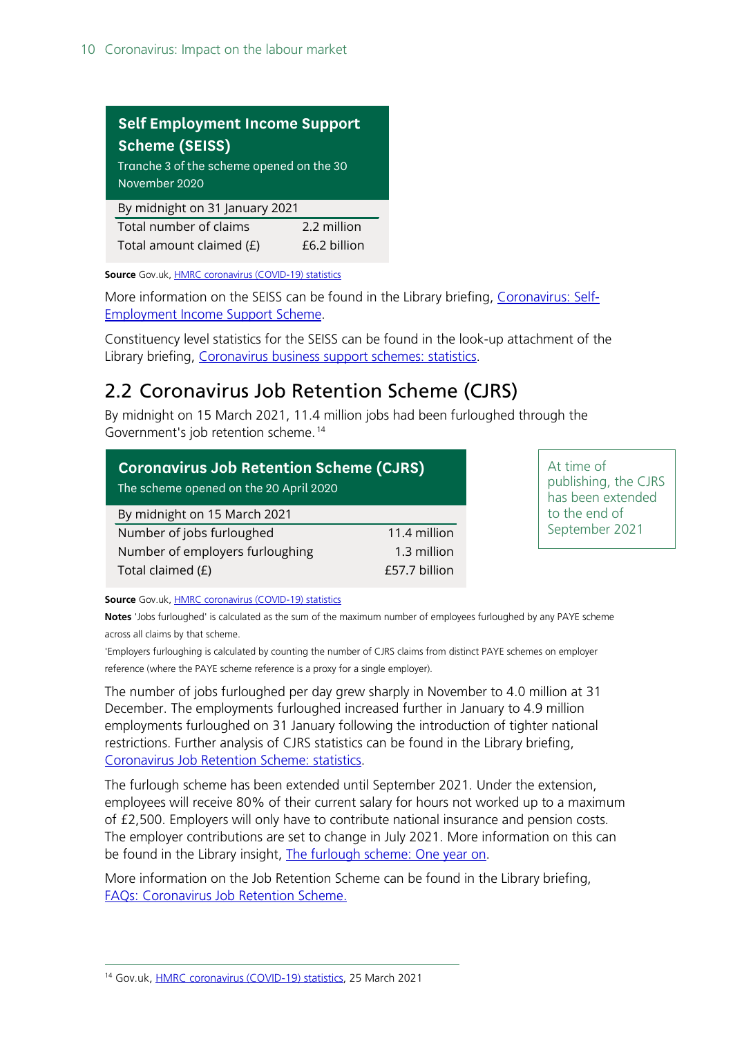| **Self Employment Income Support Scheme (SEISS)** Tranche 3 of the scheme opened on the 30 November 2020 | |
|---|---|
| By midnight on 31 January 2021 | |
| Total number of claims | 2.2 million |
| Total amount claimed (£) | £6.2 billion |

**Source** Gov.uk, HMRC coronavirus (COVID-19) statistics

More information on the SEISS can be found in the Library briefing, Coronavirus: Self-Employment Income Support Scheme.

Constituency level statistics for the SEISS can be found in the look-up attachment of the Library briefing, Coronavirus business support schemes: statistics.

## 2.2 Coronavirus Job Retention Scheme (CJRS)

By midnight on 15 March 2021, 11.4 million jobs had been furloughed through the Government's job retention scheme.[14]

| **Coronavirus Job Retention Scheme (CJRS)** The scheme opened on the 20 April 2020 | |
|---|---|
| By midnight on 15 March 2021 | |
| Number of jobs furloughed | 11.4 million |
| Number of employers furloughing | 1.3 million |
| Total claimed (£) | £57.7 billion |

At time of publishing, the CJRS has been extended to the end of September 2021

**Source** Gov.uk, HMRC coronavirus (COVID-19) statistics

**Notes** 'Jobs furloughed' is calculated as the sum of the maximum number of employees furloughed by any PAYE scheme across all claims by that scheme.

'Employers furloughing is calculated by counting the number of CJRS claims from distinct PAYE schemes on employer reference (where the PAYE scheme reference is a proxy for a single employer).

The number of jobs furloughed per day grew sharply in November to 4.0 million at 31 December. The employments furloughed increased further in January to 4.9 million employments furloughed on 31 January following the introduction of tighter national restrictions. Further analysis of CJRS statistics can be found in the Library briefing, Coronavirus Job Retention Scheme: statistics.

The furlough scheme has been extended until September 2021. Under the extension, employees will receive 80% of their current salary for hours not worked up to a maximum of £2,500. Employers will only have to contribute national insurance and pension costs. The employer contributions are set to change in July 2021. More information on this can be found in the Library insight, The furlough scheme: One year on.

More information on the Job Retention Scheme can be found in the Library briefing, FAQs: Coronavirus Job Retention Scheme.

[14] Gov.uk, HMRC coronavirus (COVID-19) statistics, 25 March 2021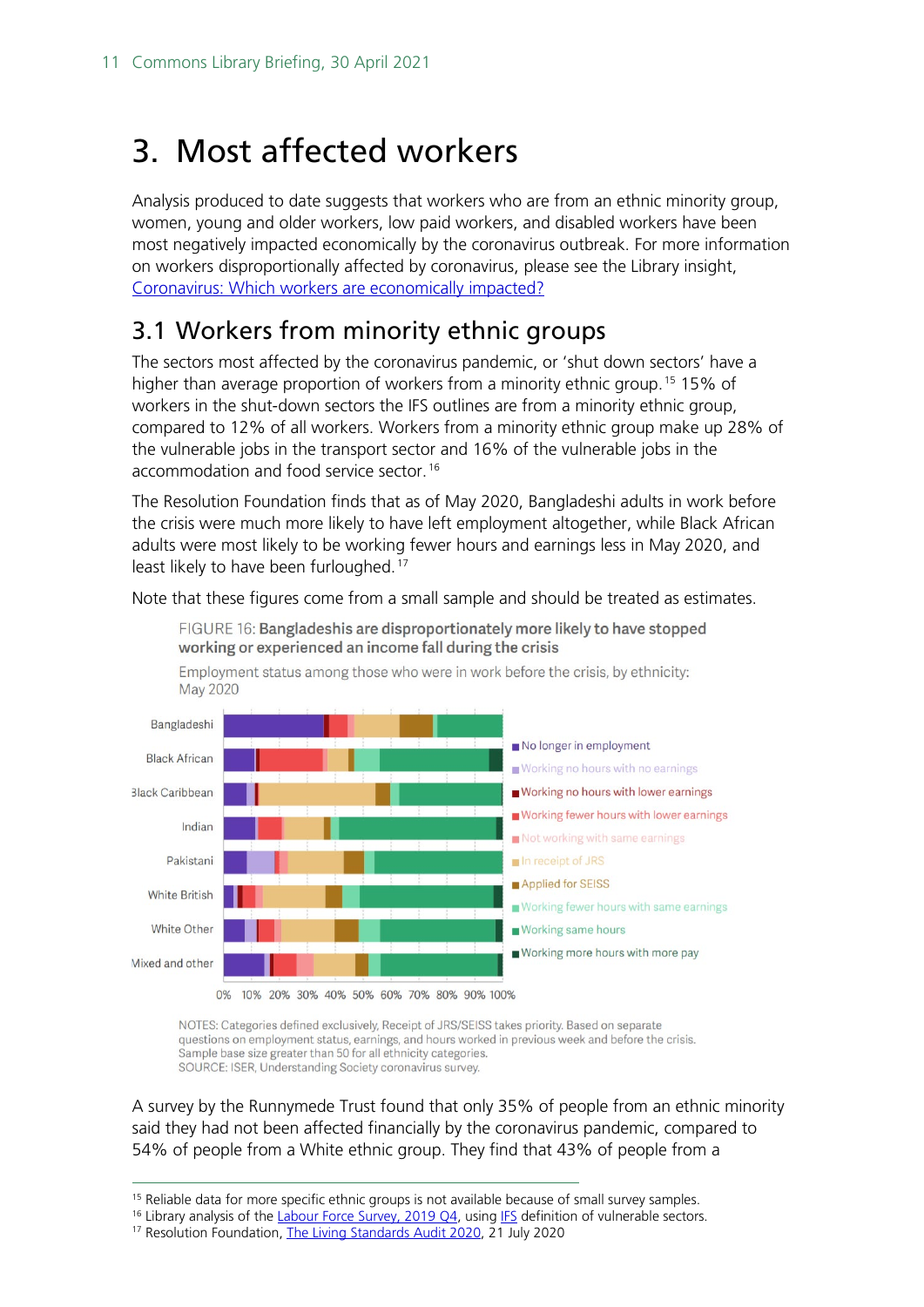# 3. Most affected workers

Analysis produced to date suggests that workers who are from an ethnic minority group, women, young and older workers, low paid workers, and disabled workers have been most negatively impacted economically by the coronavirus outbreak. For more information on workers disproportionally affected by coronavirus, please see the Library insight, [Coronavirus: Which workers are economically impacted?](#)

## 3.1 Workers from minority ethnic groups

The sectors most affected by the coronavirus pandemic, or 'shut down sectors' have a higher than average proportion of workers from a minority ethnic group.[15] 15% of workers in the shut-down sectors the IFS outlines are from a minority ethnic group, compared to 12% of all workers. Workers from a minority ethnic group make up 28% of the vulnerable jobs in the transport sector and 16% of the vulnerable jobs in the accommodation and food service sector.[16]

The Resolution Foundation finds that as of May 2020, Bangladeshi adults in work before the crisis were much more likely to have left employment altogether, while Black African adults were most likely to be working fewer hours and earnings less in May 2020, and least likely to have been furloughed.[17]

Note that these figures come from a small sample and should be treated as estimates.

FIGURE 16: **Bangladeshis are disproportionately more likely to have stopped working or experienced an income fall during the crisis**

Employment status among those who were in work before the crisis, by ethnicity: May 2020

Categories: Bangladeshi, Black African, Black Caribbean, Indian, Pakistani, White British, White Other, Mixed and other

Legend: No longer in employment; Working no hours with no earnings; Working no hours with lower earnings; Working fewer hours with lower earnings; Not working with same earnings; In receipt of JRS; Applied for SEISS; Working fewer hours with same earnings; Working same hours; Working more hours with more pay

0% 10% 20% 30% 40% 50% 60% 70% 80% 90% 100%

NOTES: Categories defined exclusively, Receipt of JRS/SEISS takes priority. Based on separate questions on employment status, earnings, and hours worked in previous week and before the crisis. Sample base size greater than 50 for all ethnicity categories.
SOURCE: ISER, Understanding Society coronavirus survey.

A survey by the Runnymede Trust found that only 35% of people from an ethnic minority said they had not been affected financially by the coronavirus pandemic, compared to 54% of people from a White ethnic group. They find that 43% of people from a

---

[15] Reliable data for more specific ethnic groups is not available because of small survey samples.

[16] Library analysis of the [Labour Force Survey, 2019 Q4](#), using [IFS](#) definition of vulnerable sectors.

[17] Resolution Foundation, [The Living Standards Audit 2020](#), 21 July 2020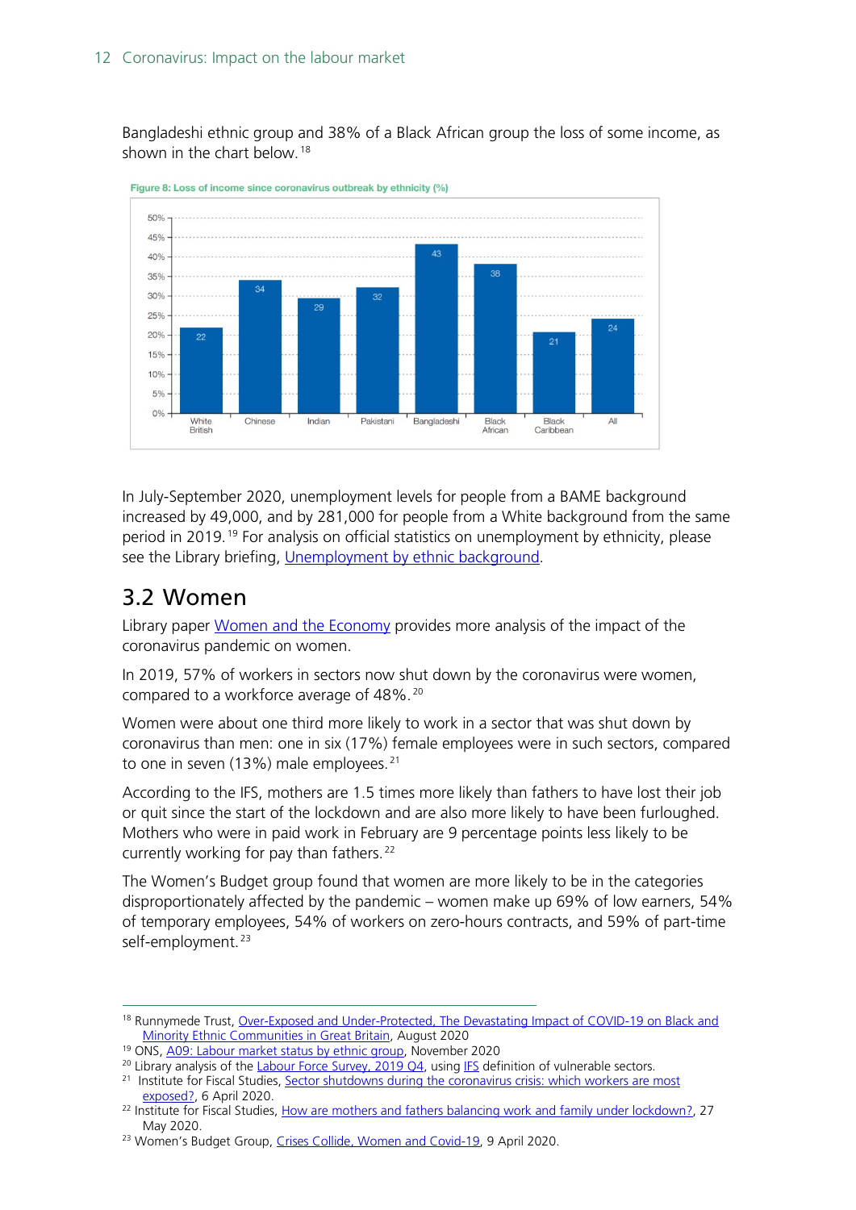Bangladeshi ethnic group and 38% of a Black African group the loss of some income, as shown in the chart below.[18]

Figure 8: Loss of income since coronavirus outbreak by ethnicity (%)

| | White British | Chinese | Indian | Pakistani | Bangladeshi | Black African | Black Caribbean | All |
|---|---|---|---|---|---|---|---|---|
| Loss of income (%) | 22 | 34 | 29 | 32 | 43 | 38 | 21 | 24 |

In July-September 2020, unemployment levels for people from a BAME background increased by 49,000, and by 281,000 for people from a White background from the same period in 2019.[19] For analysis on official statistics on unemployment by ethnicity, please see the Library briefing, Unemployment by ethnic background.

## 3.2 Women

Library paper Women and the Economy provides more analysis of the impact of the coronavirus pandemic on women.

In 2019, 57% of workers in sectors now shut down by the coronavirus were women, compared to a workforce average of 48%.[20]

Women were about one third more likely to work in a sector that was shut down by coronavirus than men: one in six (17%) female employees were in such sectors, compared to one in seven (13%) male employees.[21]

According to the IFS, mothers are 1.5 times more likely than fathers to have lost their job or quit since the start of the lockdown and are also more likely to have been furloughed. Mothers who were in paid work in February are 9 percentage points less likely to be currently working for pay than fathers.[22]

The Women's Budget group found that women are more likely to be in the categories disproportionately affected by the pandemic – women make up 69% of low earners, 54% of temporary employees, 54% of workers on zero-hours contracts, and 59% of part-time self-employment.[23]

---

[18] Runnymede Trust, Over-Exposed and Under-Protected, The Devastating Impact of COVID-19 on Black and Minority Ethnic Communities in Great Britain, August 2020

[19] ONS, A09: Labour market status by ethnic group, November 2020

[20] Library analysis of the Labour Force Survey, 2019 Q4, using IFS definition of vulnerable sectors.

[21] Institute for Fiscal Studies, Sector shutdowns during the coronavirus crisis: which workers are most exposed?, 6 April 2020.

[22] Institute for Fiscal Studies, How are mothers and fathers balancing work and family under lockdown?, 27 May 2020.

[23] Women's Budget Group, Crises Collide, Women and Covid-19, 9 April 2020.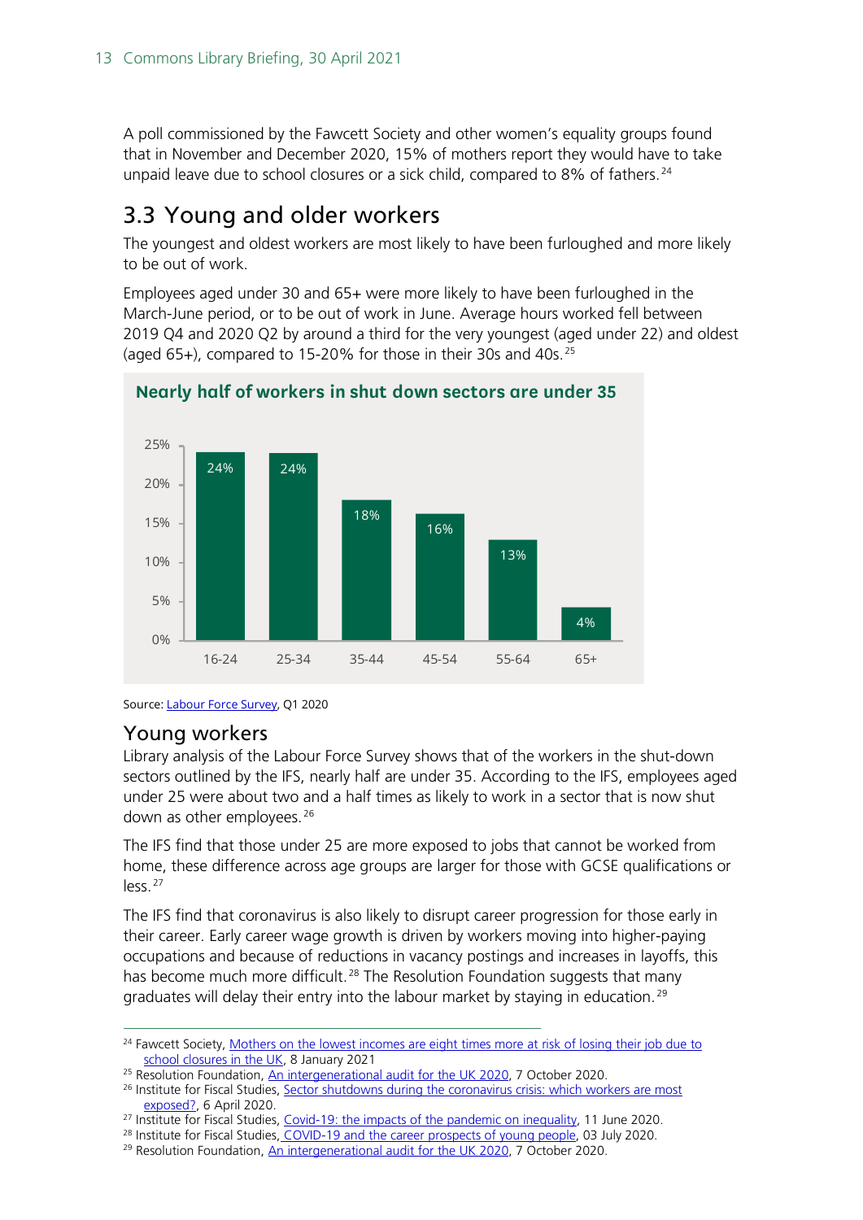A poll commissioned by the Fawcett Society and other women's equality groups found that in November and December 2020, 15% of mothers report they would have to take unpaid leave due to school closures or a sick child, compared to 8% of fathers.[24]

## 3.3 Young and older workers

The youngest and oldest workers are most likely to have been furloughed and more likely to be out of work.

Employees aged under 30 and 65+ were more likely to have been furloughed in the March-June period, or to be out of work in June. Average hours worked fell between 2019 Q4 and 2020 Q2 by around a third for the very youngest (aged under 22) and oldest (aged 65+), compared to 15-20% for those in their 30s and 40s.[25]

**Nearly half of workers in shut down sectors are under 35**

| Age | Share |
|---|---|
| 16-24 | 24% |
| 25-34 | 24% |
| 35-44 | 18% |
| 45-54 | 16% |
| 55-64 | 13% |
| 65+ | 4% |

Source: Labour Force Survey, Q1 2020

### Young workers

Library analysis of the Labour Force Survey shows that of the workers in the shut-down sectors outlined by the IFS, nearly half are under 35. According to the IFS, employees aged under 25 were about two and a half times as likely to work in a sector that is now shut down as other employees.[26]

The IFS find that those under 25 are more exposed to jobs that cannot be worked from home, these difference across age groups are larger for those with GCSE qualifications or less.[27]

The IFS find that coronavirus is also likely to disrupt career progression for those early in their career. Early career wage growth is driven by workers moving into higher-paying occupations and because of reductions in vacancy postings and increases in layoffs, this has become much more difficult.[28] The Resolution Foundation suggests that many graduates will delay their entry into the labour market by staying in education.[29]

---

[24] Fawcett Society, Mothers on the lowest incomes are eight times more at risk of losing their job due to school closures in the UK, 8 January 2021

[25] Resolution Foundation, An intergenerational audit for the UK 2020, 7 October 2020.

[26] Institute for Fiscal Studies, Sector shutdowns during the coronavirus crisis: which workers are most exposed?, 6 April 2020.

[27] Institute for Fiscal Studies, Covid-19: the impacts of the pandemic on inequality, 11 June 2020.

[28] Institute for Fiscal Studies, COVID-19 and the career prospects of young people, 03 July 2020.

[29] Resolution Foundation, An intergenerational audit for the UK 2020, 7 October 2020.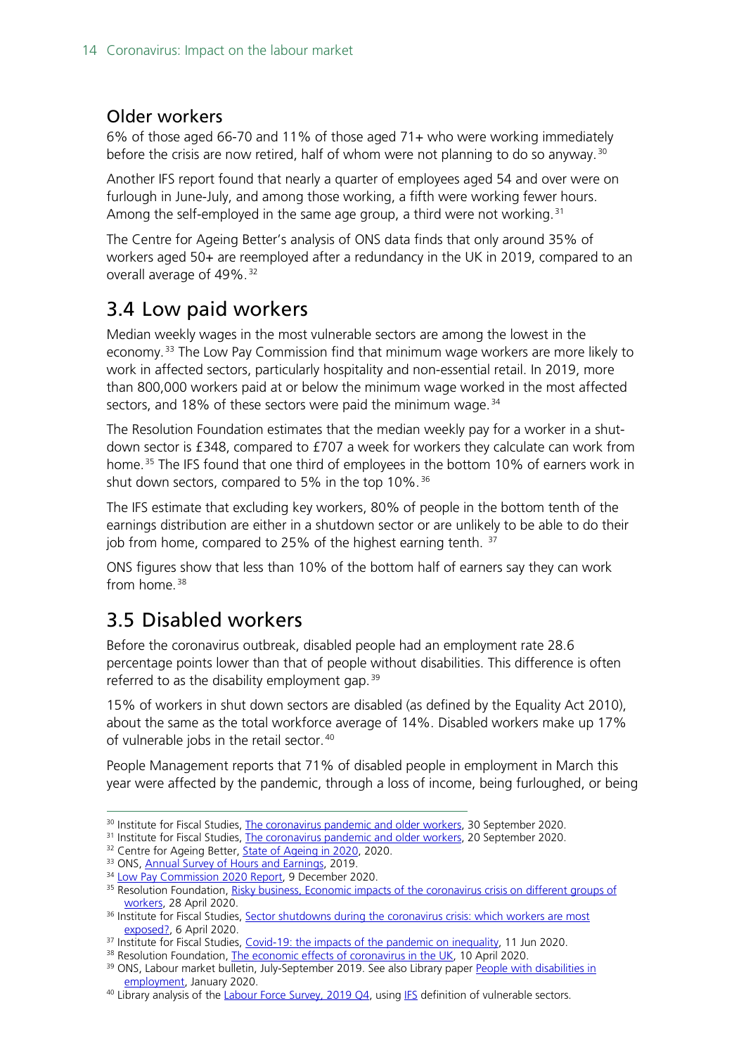### Older workers

6% of those aged 66-70 and 11% of those aged 71+ who were working immediately before the crisis are now retired, half of whom were not planning to do so anyway.[30]

Another IFS report found that nearly a quarter of employees aged 54 and over were on furlough in June-July, and among those working, a fifth were working fewer hours. Among the self-employed in the same age group, a third were not working.[31]

The Centre for Ageing Better's analysis of ONS data finds that only around 35% of workers aged 50+ are reemployed after a redundancy in the UK in 2019, compared to an overall average of 49%.[32]

## 3.4 Low paid workers

Median weekly wages in the most vulnerable sectors are among the lowest in the economy.[33] The Low Pay Commission find that minimum wage workers are more likely to work in affected sectors, particularly hospitality and non-essential retail. In 2019, more than 800,000 workers paid at or below the minimum wage worked in the most affected sectors, and 18% of these sectors were paid the minimum wage.[34]

The Resolution Foundation estimates that the median weekly pay for a worker in a shut-down sector is £348, compared to £707 a week for workers they calculate can work from home.[35] The IFS found that one third of employees in the bottom 10% of earners work in shut down sectors, compared to 5% in the top 10%.[36]

The IFS estimate that excluding key workers, 80% of people in the bottom tenth of the earnings distribution are either in a shutdown sector or are unlikely to be able to do their job from home, compared to 25% of the highest earning tenth.[37]

ONS figures show that less than 10% of the bottom half of earners say they can work from home.[38]

## 3.5 Disabled workers

Before the coronavirus outbreak, disabled people had an employment rate 28.6 percentage points lower than that of people without disabilities. This difference is often referred to as the disability employment gap.[39]

15% of workers in shut down sectors are disabled (as defined by the Equality Act 2010), about the same as the total workforce average of 14%. Disabled workers make up 17% of vulnerable jobs in the retail sector.[40]

People Management reports that 71% of disabled people in employment in March this year were affected by the pandemic, through a loss of income, being furloughed, or being

---

[30] Institute for Fiscal Studies, The coronavirus pandemic and older workers, 30 September 2020.

[31] Institute for Fiscal Studies, The coronavirus pandemic and older workers, 20 September 2020.

[32] Centre for Ageing Better, State of Ageing in 2020, 2020.

[33] ONS, Annual Survey of Hours and Earnings, 2019.

[34] Low Pay Commission 2020 Report, 9 December 2020.

[35] Resolution Foundation, Risky business, Economic impacts of the coronavirus crisis on different groups of workers, 28 April 2020.

[36] Institute for Fiscal Studies, Sector shutdowns during the coronavirus crisis: which workers are most exposed?, 6 April 2020.

[37] Institute for Fiscal Studies, Covid-19: the impacts of the pandemic on inequality, 11 Jun 2020.

[38] Resolution Foundation, The economic effects of coronavirus in the UK, 10 April 2020.

[39] ONS, Labour market bulletin, July-September 2019. See also Library paper People with disabilities in employment, January 2020.

[40] Library analysis of the Labour Force Survey, 2019 Q4, using IFS definition of vulnerable sectors.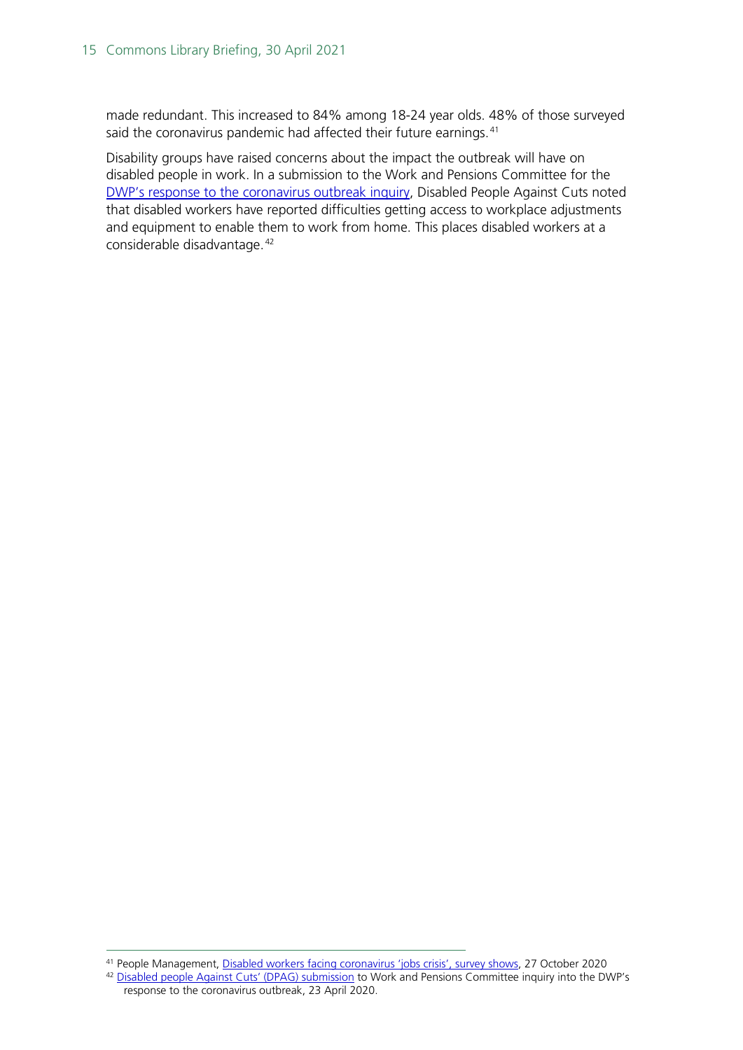made redundant. This increased to 84% among 18-24 year olds. 48% of those surveyed said the coronavirus pandemic had affected their future earnings.[41]

Disability groups have raised concerns about the impact the outbreak will have on disabled people in work. In a submission to the Work and Pensions Committee for the DWP's response to the coronavirus outbreak inquiry, Disabled People Against Cuts noted that disabled workers have reported difficulties getting access to workplace adjustments and equipment to enable them to work from home. This places disabled workers at a considerable disadvantage.[42]

[41] People Management, Disabled workers facing coronavirus 'jobs crisis', survey shows, 27 October 2020

[42] Disabled people Against Cuts' (DPAG) submission to Work and Pensions Committee inquiry into the DWP's response to the coronavirus outbreak, 23 April 2020.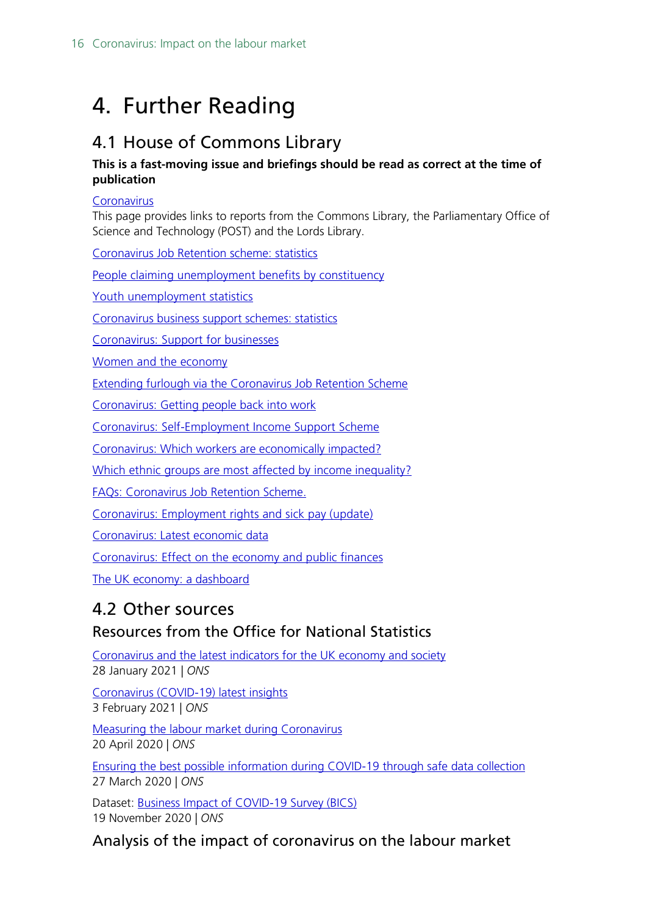# 4. Further Reading

## 4.1 House of Commons Library

**This is a fast-moving issue and briefings should be read as correct at the time of publication**

Coronavirus
This page provides links to reports from the Commons Library, the Parliamentary Office of Science and Technology (POST) and the Lords Library.

Coronavirus Job Retention scheme: statistics

People claiming unemployment benefits by constituency

Youth unemployment statistics

Coronavirus business support schemes: statistics

Coronavirus: Support for businesses

Women and the economy

Extending furlough via the Coronavirus Job Retention Scheme

Coronavirus: Getting people back into work

Coronavirus: Self-Employment Income Support Scheme

Coronavirus: Which workers are economically impacted?

Which ethnic groups are most affected by income inequality?

FAQs: Coronavirus Job Retention Scheme.

Coronavirus: Employment rights and sick pay (update)

Coronavirus: Latest economic data

Coronavirus: Effect on the economy and public finances

The UK economy: a dashboard

## 4.2 Other sources

### Resources from the Office for National Statistics

Coronavirus and the latest indicators for the UK economy and society
28 January 2021 | *ONS*

Coronavirus (COVID-19) latest insights
3 February 2021 | *ONS*

Measuring the labour market during Coronavirus
20 April 2020 | *ONS*

Ensuring the best possible information during COVID-19 through safe data collection
27 March 2020 | *ONS*

Dataset: Business Impact of COVID-19 Survey (BICS)
19 November 2020 | *ONS*

### Analysis of the impact of coronavirus on the labour market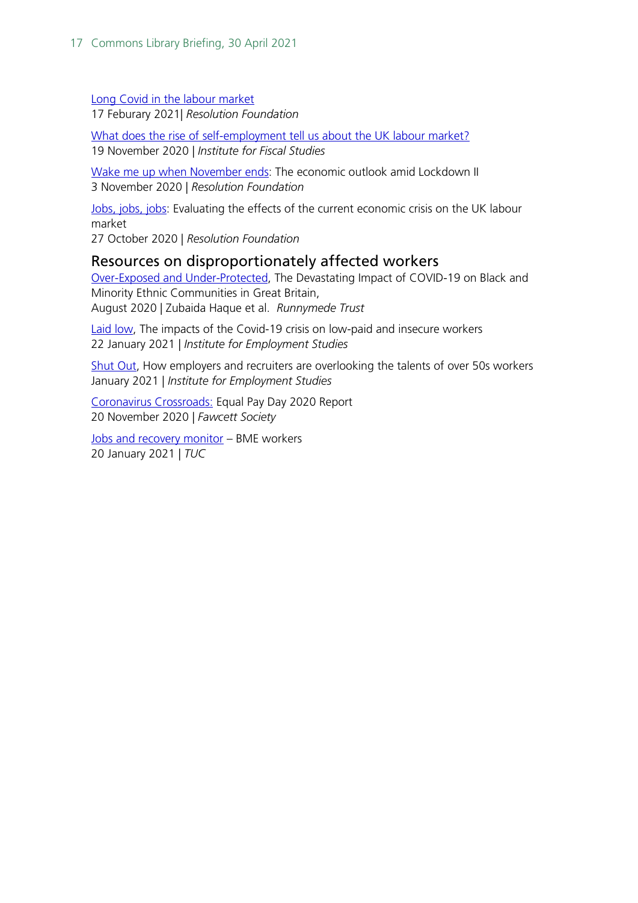Long Covid in the labour market
17 Feburary 2021| *Resolution Foundation*

What does the rise of self-employment tell us about the UK labour market?
19 November 2020 | *Institute for Fiscal Studies*

Wake me up when November ends: The economic outlook amid Lockdown II
3 November 2020 | *Resolution Foundation*

Jobs, jobs, jobs: Evaluating the effects of the current economic crisis on the UK labour market
27 October 2020 | *Resolution Foundation*

## Resources on disproportionately affected workers

Over-Exposed and Under-Protected, The Devastating Impact of COVID-19 on Black and Minority Ethnic Communities in Great Britain,
August 2020 | Zubaida Haque et al. *Runnymede Trust*

Laid low, The impacts of the Covid-19 crisis on low-paid and insecure workers
22 January 2021 | *Institute for Employment Studies*

Shut Out, How employers and recruiters are overlooking the talents of over 50s workers
January 2021 | *Institute for Employment Studies*

Coronavirus Crossroads: Equal Pay Day 2020 Report
20 November 2020 | *Fawcett Society*

Jobs and recovery monitor – BME workers
20 January 2021 | *TUC*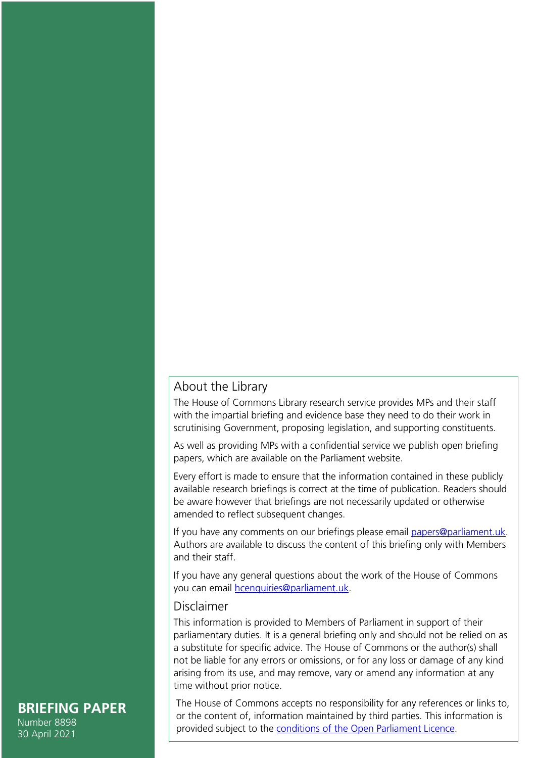## About the Library

The House of Commons Library research service provides MPs and their staff with the impartial briefing and evidence base they need to do their work in scrutinising Government, proposing legislation, and supporting constituents.

As well as providing MPs with a confidential service we publish open briefing papers, which are available on the Parliament website.

Every effort is made to ensure that the information contained in these publicly available research briefings is correct at the time of publication. Readers should be aware however that briefings are not necessarily updated or otherwise amended to reflect subsequent changes.

If you have any comments on our briefings please email papers@parliament.uk. Authors are available to discuss the content of this briefing only with Members and their staff.

If you have any general questions about the work of the House of Commons you can email hcenquiries@parliament.uk.

## Disclaimer

This information is provided to Members of Parliament in support of their parliamentary duties. It is a general briefing only and should not be relied on as a substitute for specific advice. The House of Commons or the author(s) shall not be liable for any errors or omissions, or for any loss or damage of any kind arising from its use, and may remove, vary or amend any information at any time without prior notice.

The House of Commons accepts no responsibility for any references or links to, or the content of, information maintained by third parties. This information is provided subject to the conditions of the Open Parliament Licence.

**BRIEFING PAPER**
Number 8898
30 April 2021